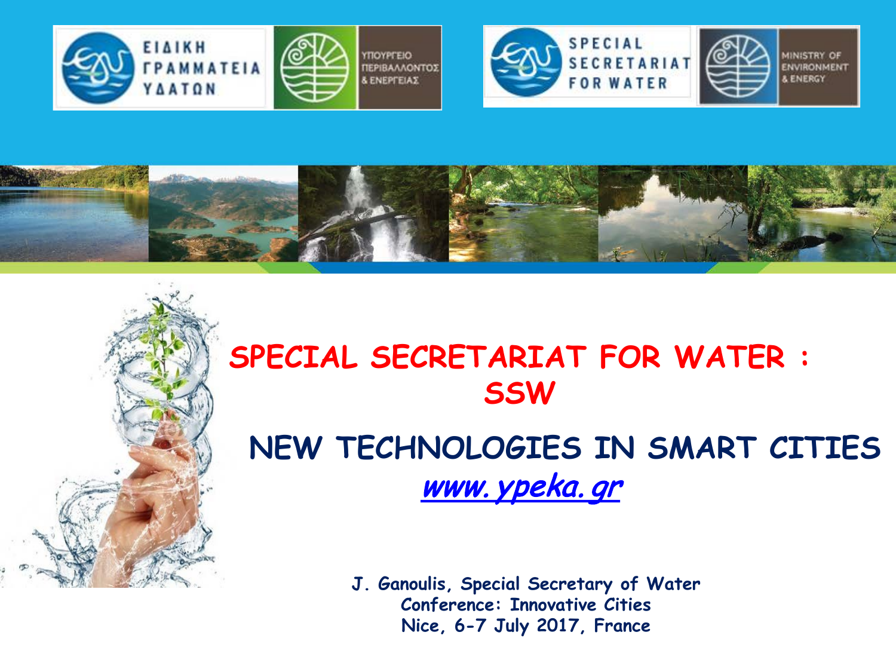ΕΙΔΙΚΗ ΓΡΑΜΜΑΤΕΙΑ ΥΔΑΤΩΝ

ΥΠΟΥΡΓΕΙΟ ΠΕΡΙΒΑΛΛΟΝΤΟΣ & ΕΝΕΡΓΕΙΑΣ

SPECIAL SECRETARIAT FOR WATER

MINISTRY OF ENVIRONMENT & ENERGY

# SPECIAL SECRETARIAT FOR WATER : SSW

## NEW TECHNOLOGIES IN SMART CITIES

[www.ypeka.gr](http://www.ypeka.gr)

**J. Ganoulis, Special Secretary of Water**
**Conference: Innovative Cities**
**Nice, 6-7 July 2017, France**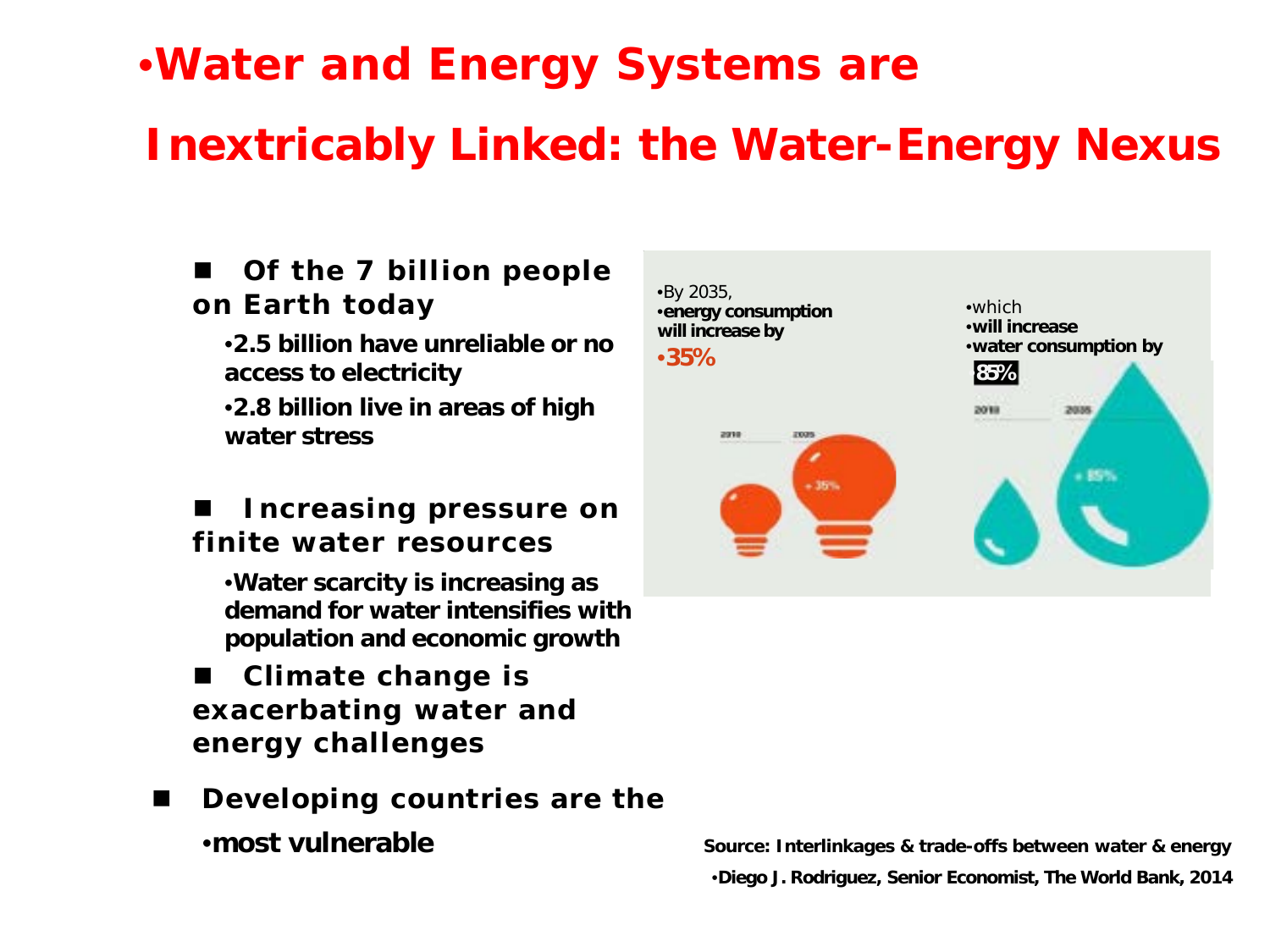# Water and Energy Systems are Inextricably Linked: the Water-Energy Nexus

- **Of the 7 billion people on Earth today**
  - **2.5 billion have unreliable or no access to electricity**
  - **2.8 billion live in areas of high water stress**
- **Increasing pressure on finite water resources**
  - **Water scarcity is increasing as demand for water intensifies with population and economic growth**
- **Climate change is exacerbating water and energy challenges**
- **Developing countries are the**
  - **most vulnerable**

By 2035, **energy consumption will increase by** **35%**

which **will increase water consumption by** **85%**

2010 2035 + 35%

2010 2035 + 85%

**Source: Interlinkages & trade-offs between water & energy**

**Diego J. Rodriguez, Senior Economist, The World Bank, 2014**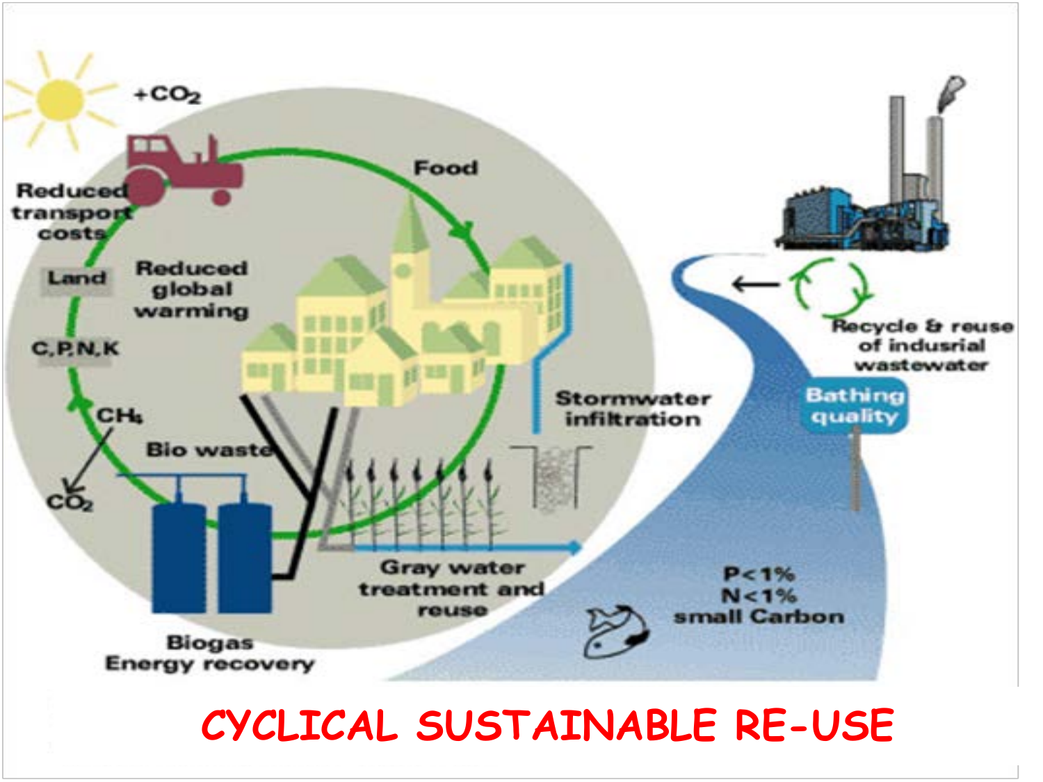+$CO_2$

Reduced transport costs

Food

Land

Reduced global warming

C,P,N,K

$CH_4$

Bio waste

$CO_2$

Stormwater infiltration

Recycle & reuse of indusrial wastewater

Bathing quality

Gray water treatment and reuse

Biogas Energy recovery

P<1%
N<1%
small Carbon

# CYCLICAL SUSTAINABLE RE-USE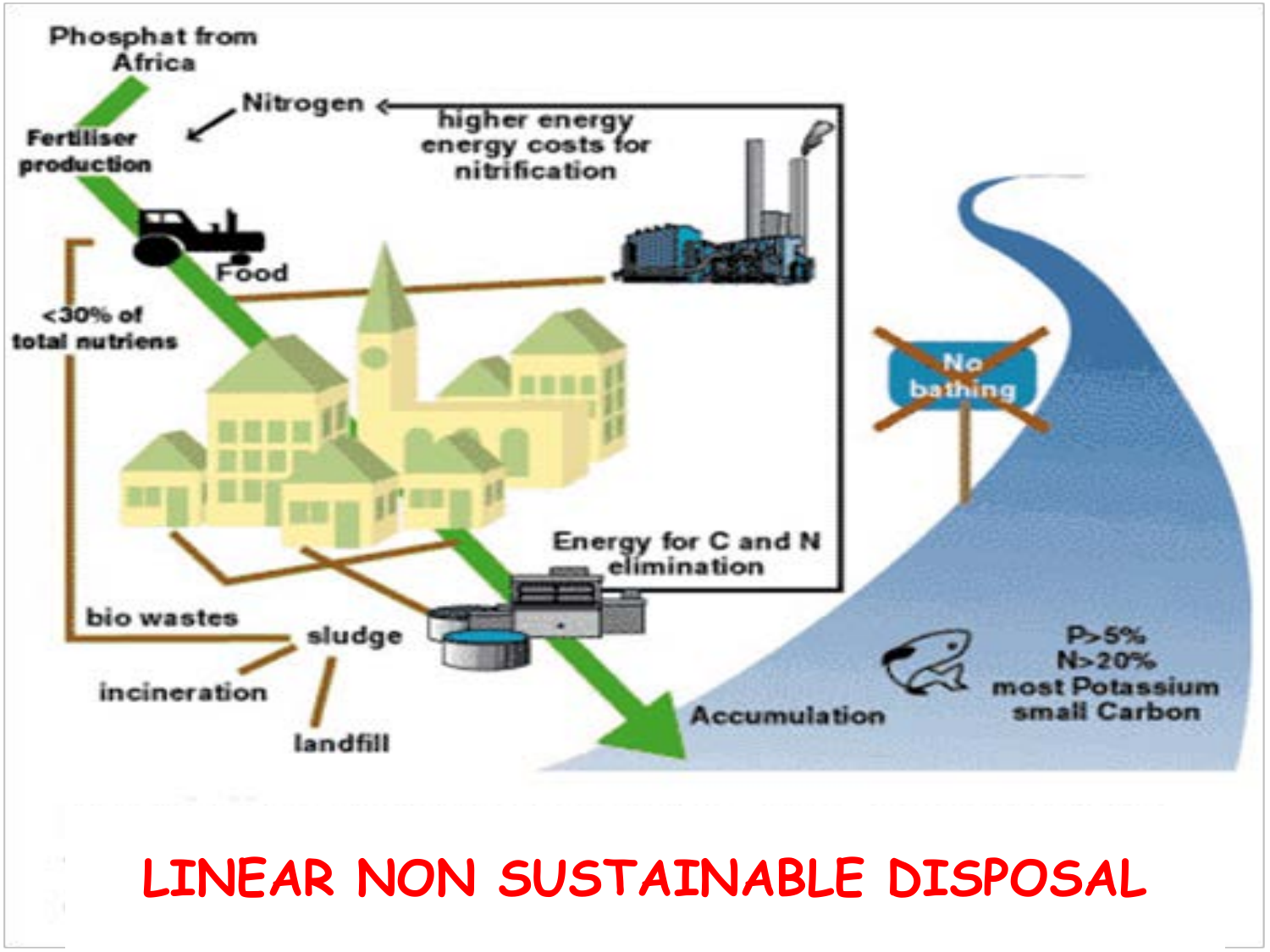Phosphat from Africa

Fertiliser production

Nitrogen

higher energy energy costs for nitrification

Food

<30% of total nutriens

No bathing

Energy for C and N elimination

bio wastes

sludge

incineration

landfill

Accumulation

P>5%
N>20%
most Potassium
small Carbon

# LINEAR NON SUSTAINABLE DISPOSAL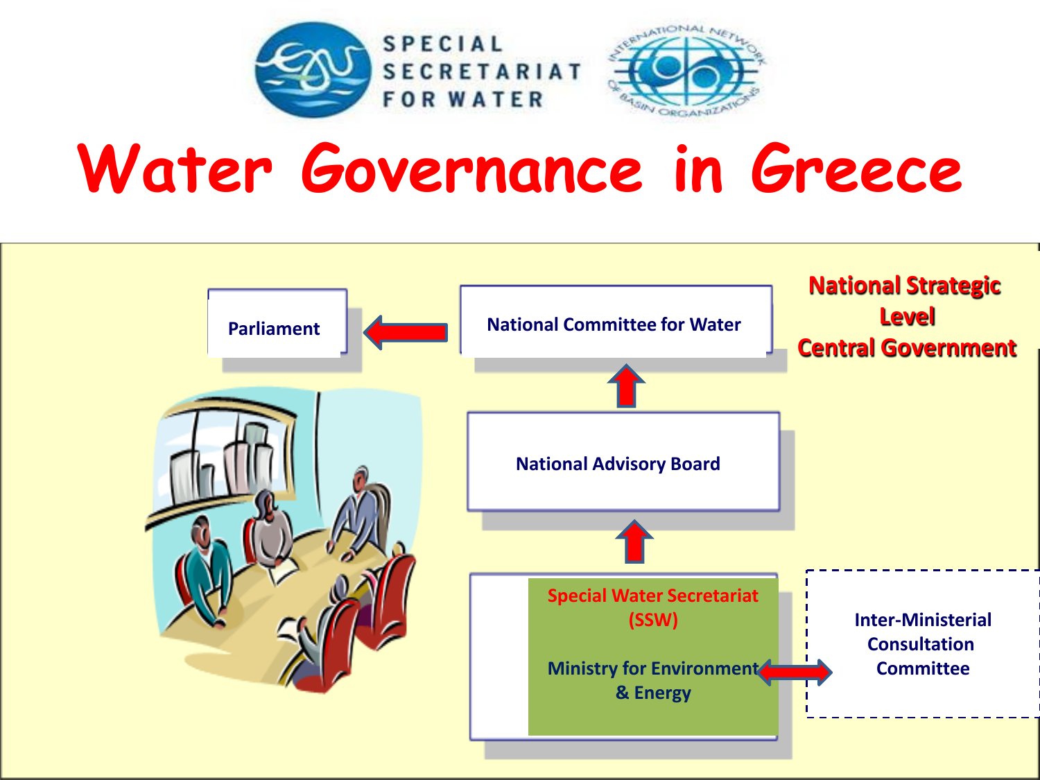SPECIAL SECRETARIAT FOR WATER

# Water Governance in Greece

**National Strategic Level**
**Central Government**

Parliament

National Committee for Water

National Advisory Board

Special Water Secretariat (SSW)

Ministry for Environment & Energy

Inter-Ministerial Consultation Committee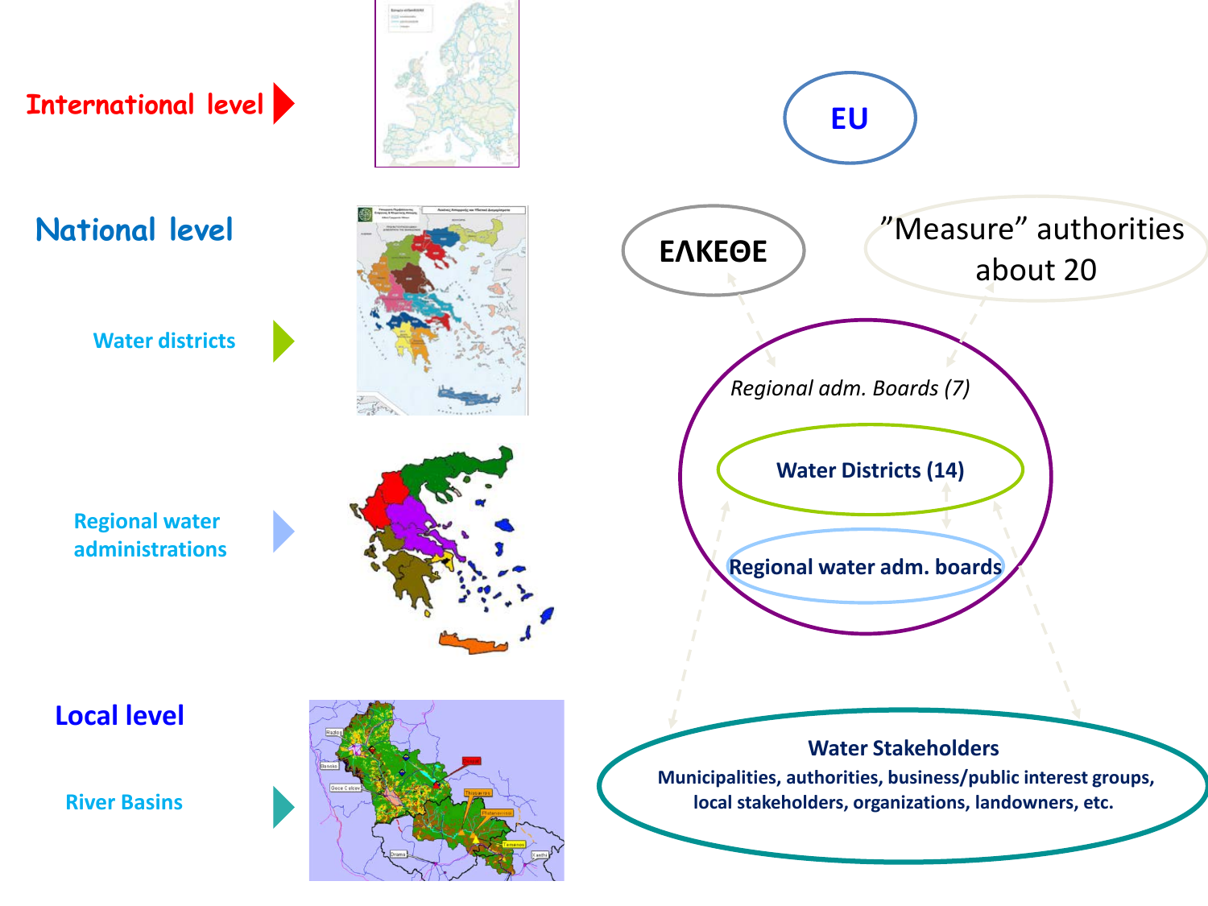International level

EU

National level

ΕΛΚΕΘΕ

"Measure" authorities about 20

Water districts

*Regional adm. Boards (7)*

**Water Districts (14)**

Regional water administrations

**Regional water adm. boards**

Local level

River Basins

**Water Stakeholders**

**Municipalities, authorities, business/public interest groups, local stakeholders, organizations, landowners, etc.**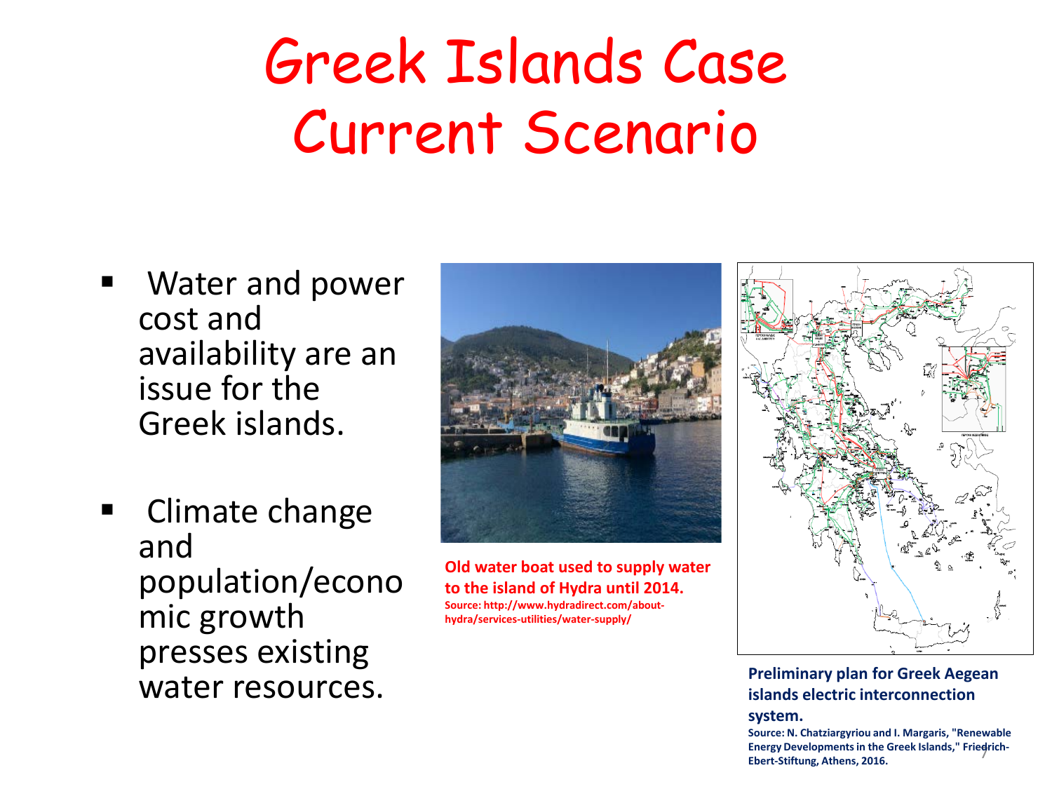# Greek Islands Case Current Scenario

- Water and power cost and availability are an issue for the Greek islands.

- Climate change and population/economic growth presses existing water resources.

**Old water boat used to supply water to the island of Hydra until 2014.**
**Source: http://www.hydradirect.com/about-hydra/services-utilities/water-supply/**

**Preliminary plan for Greek Aegean islands electric interconnection system.**
**Source: N. Chatziargyriou and I. Margaris, "Renewable Energy Developments in the Greek Islands," Friedrich-Ebert-Stiftung, Athens, 2016.**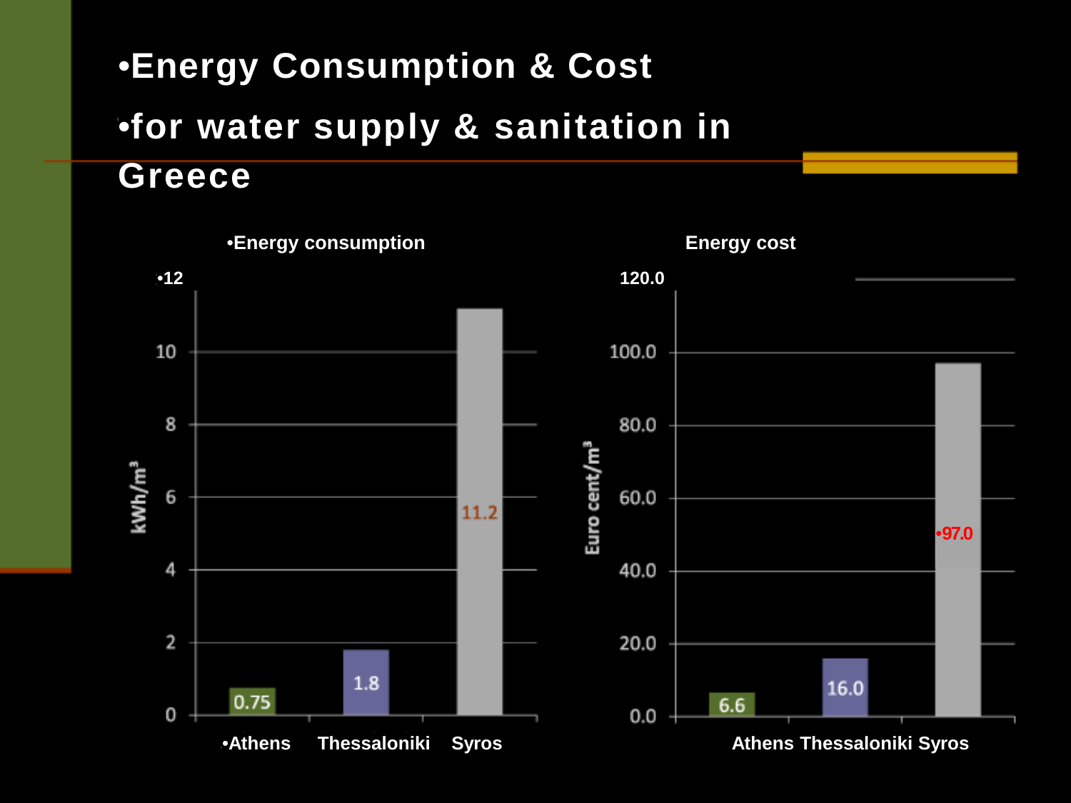# Energy Consumption & Cost

## for water supply & sanitation in Greece

**Energy consumption**

| | kWh/m³ |
|---|---|
| Athens | 0.75 |
| Thessaloniki | 1.8 |
| Syros | 11.2 |

**Energy cost**

| | Euro cent/m³ |
|---|---|
| Athens | 6.6 |
| Thessaloniki | 16.0 |
| Syros | 97.0 |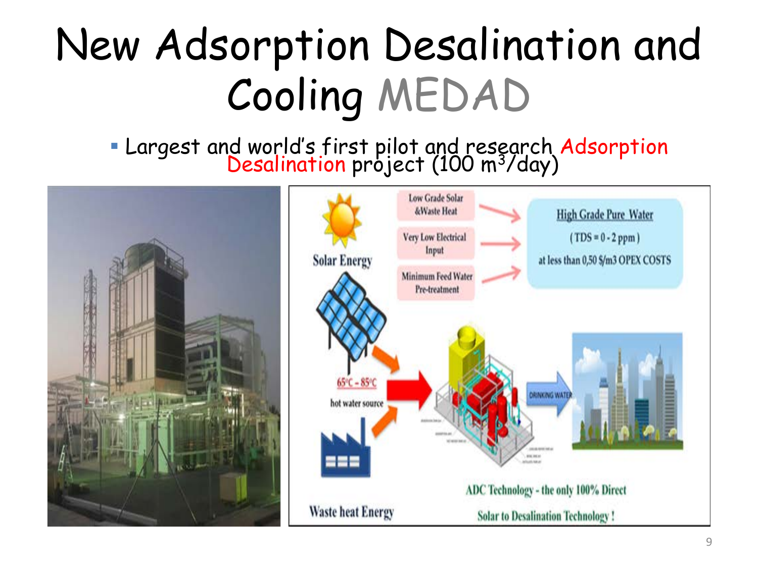# New Adsorption Desalination and Cooling MEDAD

- Largest and world's first pilot and research Adsorption Desalination project (100 $m^3$/day)

Solar Energy

Low Grade Solar &Waste Heat

Very Low Electrical Input

Minimum Feed Water Pre-treatment

High Grade Pure Water

(TDS = 0 - 2 ppm)

at less than 0,50 $/m3 OPEX COSTS

$65^{\circ}C - 85^{\circ}C$

hot water source

DRINKING WATER

Waste heat Energy

ADC Technology - the only 100% Direct Solar to Desalination Technology !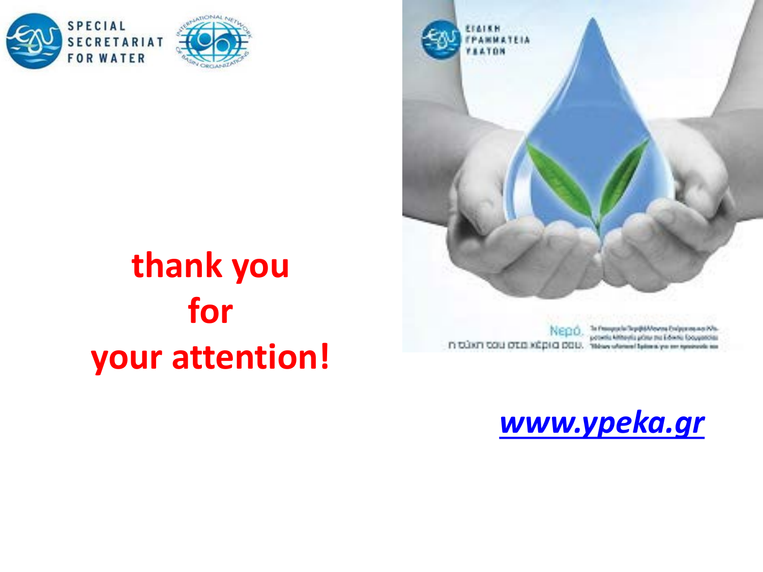SPECIAL SECRETARIAT FOR WATER

**thank you**
**for**
**your attention!**

ΕΙΔΙΚΗ ΓΡΑΜΜΑΤΕΙΑ ΥΔΑΤΩΝ

Νερό. η τύχη του στα χέρια σου.

***www.ypeka.gr***